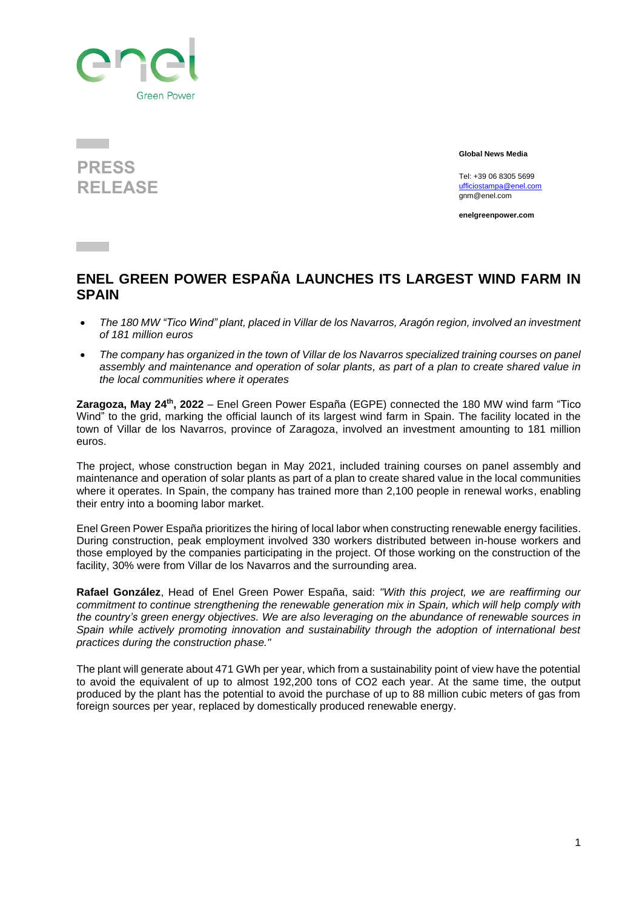# PRESS RELEASE

**Global News Media**

Tel: +39 06 8305 5699
ufficiostampa@enel.com
gnm@enel.com

**enelgreenpower.com**

## ENEL GREEN POWER ESPAÑA LAUNCHES ITS LARGEST WIND FARM IN SPAIN

- *The 180 MW "Tico Wind" plant, placed in Villar de los Navarros, Aragón region, involved an investment of 181 million euros*
- *The company has organized in the town of Villar de los Navarros specialized training courses on panel assembly and maintenance and operation of solar plants, as part of a plan to create shared value in the local communities where it operates*

**Zaragoza, May 24th, 2022** – Enel Green Power España (EGPE) connected the 180 MW wind farm "Tico Wind" to the grid, marking the official launch of its largest wind farm in Spain. The facility located in the town of Villar de los Navarros, province of Zaragoza, involved an investment amounting to 181 million euros.

The project, whose construction began in May 2021, included training courses on panel assembly and maintenance and operation of solar plants as part of a plan to create shared value in the local communities where it operates. In Spain, the company has trained more than 2,100 people in renewable works, enabling their entry into a booming labor market.

Enel Green Power España prioritizes the hiring of local labor when constructing renewable energy facilities. During construction, peak employment involved 330 workers distributed between in-house workers and those employed by the companies participating in the project. Of those working on the construction of the facility, 30% were from Villar de los Navarros and the surrounding area.

**Rafael González**, Head of Enel Green Power España, said: *"With this project, we are reaffirming our commitment to continue strengthening the renewable generation mix in Spain, which will help comply with the country's green energy objectives. We are also leveraging on the abundance of renewable sources in Spain while actively promoting innovation and sustainability through the adoption of international best practices during the construction phase."*

The plant will generate about 471 GWh per year, which from a sustainability point of view have the potential to avoid the equivalent of up to almost 192,200 tons of $CO_2$ each year. At the same time, the output produced by the plant has the potential to avoid the purchase of up to 88 million cubic meters of gas from foreign sources per year, replaced by domestically produced renewable energy.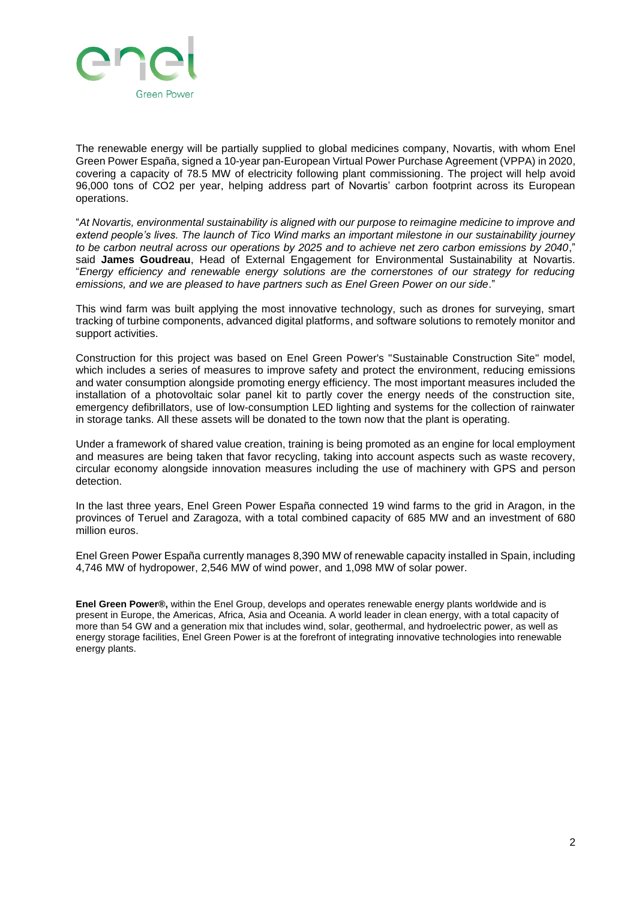The renewable energy will be partially supplied to global medicines company, Novartis, with whom Enel Green Power España, signed a 10-year pan-European Virtual Power Purchase Agreement (VPPA) in 2020, covering a capacity of 78.5 MW of electricity following plant commissioning. The project will help avoid 96,000 tons of $CO_2$ per year, helping address part of Novartis' carbon footprint across its European operations.

"*At Novartis, environmental sustainability is aligned with our purpose to reimagine medicine to improve and extend people's lives. The launch of Tico Wind marks an important milestone in our sustainability journey to be carbon neutral across our operations by 2025 and to achieve net zero carbon emissions by 2040*," said **James Goudreau**, Head of External Engagement for Environmental Sustainability at Novartis. "*Energy efficiency and renewable energy solutions are the cornerstones of our strategy for reducing emissions, and we are pleased to have partners such as Enel Green Power on our side*."

This wind farm was built applying the most innovative technology, such as drones for surveying, smart tracking of turbine components, advanced digital platforms, and software solutions to remotely monitor and support activities.

Construction for this project was based on Enel Green Power's "Sustainable Construction Site" model, which includes a series of measures to improve safety and protect the environment, reducing emissions and water consumption alongside promoting energy efficiency. The most important measures included the installation of a photovoltaic solar panel kit to partly cover the energy needs of the construction site, emergency defibrillators, use of low-consumption LED lighting and systems for the collection of rainwater in storage tanks. All these assets will be donated to the town now that the plant is operating.

Under a framework of shared value creation, training is being promoted as an engine for local employment and measures are being taken that favor recycling, taking into account aspects such as waste recovery, circular economy alongside innovation measures including the use of machinery with GPS and person detection.

In the last three years, Enel Green Power España connected 19 wind farms to the grid in Aragon, in the provinces of Teruel and Zaragoza, with a total combined capacity of 685 MW and an investment of 680 million euros.

Enel Green Power España currently manages 8,390 MW of renewable capacity installed in Spain, including 4,746 MW of hydropower, 2,546 MW of wind power, and 1,098 MW of solar power.

**Enel Green Power®,** within the Enel Group, develops and operates renewable energy plants worldwide and is present in Europe, the Americas, Africa, Asia and Oceania. A world leader in clean energy, with a total capacity of more than 54 GW and a generation mix that includes wind, solar, geothermal, and hydroelectric power, as well as energy storage facilities, Enel Green Power is at the forefront of integrating innovative technologies into renewable energy plants.